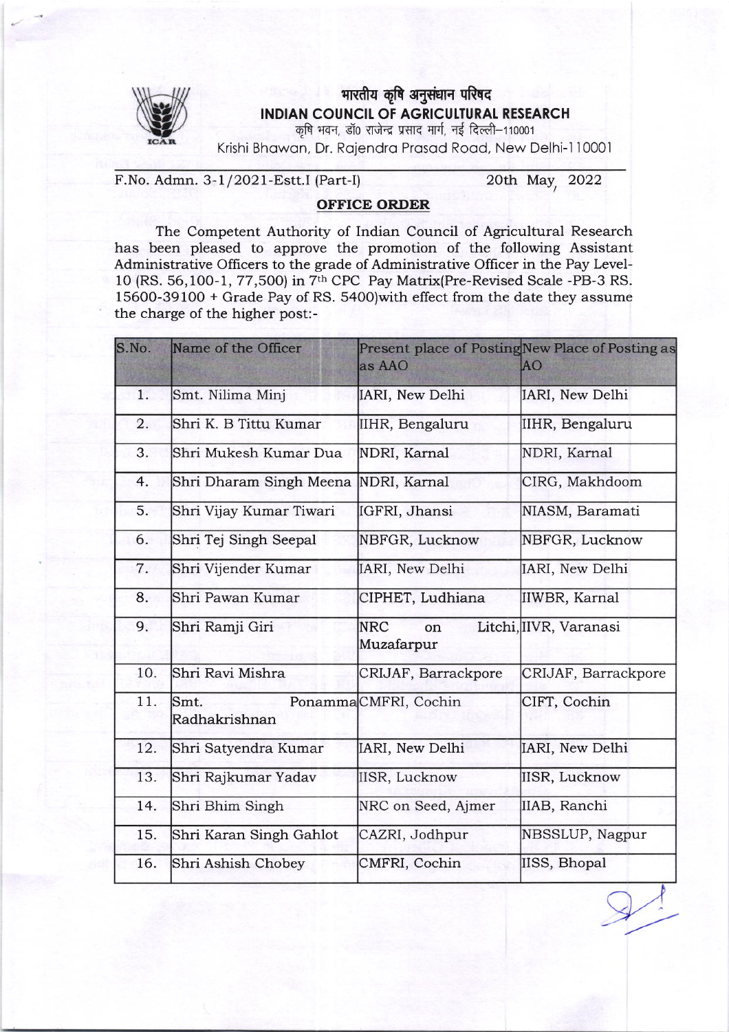भारतीय कृषि अनुसंधान परिषद

**INDIAN COUNCIL OF AGRICULTURAL RESEARCH**

कृषि भवन, डॉ0 राजेन्द्र प्रसाद मार्ग, नई दिल्ली–110001

Krishi Bhawan, Dr. Rajendra Prasad Road, New Delhi-110001

F.No. Admn. 3-1/2021-Estt.I (Part-I) 20th May, 2022

## OFFICE ORDER

The Competent Authority of Indian Council of Agricultural Research has been pleased to approve the promotion of the following Assistant Administrative Officers to the grade of Administrative Officer in the Pay Level-10 (RS. 56,100-1, 77,500) in 7th CPC Pay Matrix(Pre-Revised Scale -PB-3 RS. 15600-39100 + Grade Pay of RS. 5400)with effect from the date they assume the charge of the higher post:-

| S.No. | Name of the Officer | Present place of Posting as AAO | New Place of Posting as AO |
|---|---|---|---|
| 1. | Smt. Nilima Minj | IARI, New Delhi | IARI, New Delhi |
| 2. | Shri K. B Tittu Kumar | IIHR, Bengaluru | IIHR, Bengaluru |
| 3. | Shri Mukesh Kumar Dua | NDRI, Karnal | NDRI, Karnal |
| 4. | Shri Dharam Singh Meena | NDRI, Karnal | CIRG, Makhdoom |
| 5. | Shri Vijay Kumar Tiwari | IGFRI, Jhansi | NIASM, Baramati |
| 6. | Shri Tej Singh Seepal | NBFGR, Lucknow | NBFGR, Lucknow |
| 7. | Shri Vijender Kumar | IARI, New Delhi | IARI, New Delhi |
| 8. | Shri Pawan Kumar | CIPHET, Ludhiana | IIWBR, Karnal |
| 9. | Shri Ramji Giri | NRC on Litchi, Muzafarpur | IIVR, Varanasi |
| 10. | Shri Ravi Mishra | CRIJAF, Barrackpore | CRIJAF, Barrackpore |
| 11. | Smt. Ponamma Radhakrishnan | CMFRI, Cochin | CIFT, Cochin |
| 12. | Shri Satyendra Kumar | IARI, New Delhi | IARI, New Delhi |
| 13. | Shri Rajkumar Yadav | IISR, Lucknow | IISR, Lucknow |
| 14. | Shri Bhim Singh | NRC on Seed, Ajmer | IIAB, Ranchi |
| 15. | Shri Karan Singh Gahlot | CAZRI, Jodhpur | NBSSLUP, Nagpur |
| 16. | Shri Ashish Chobey | CMFRI, Cochin | IISS, Bhopal |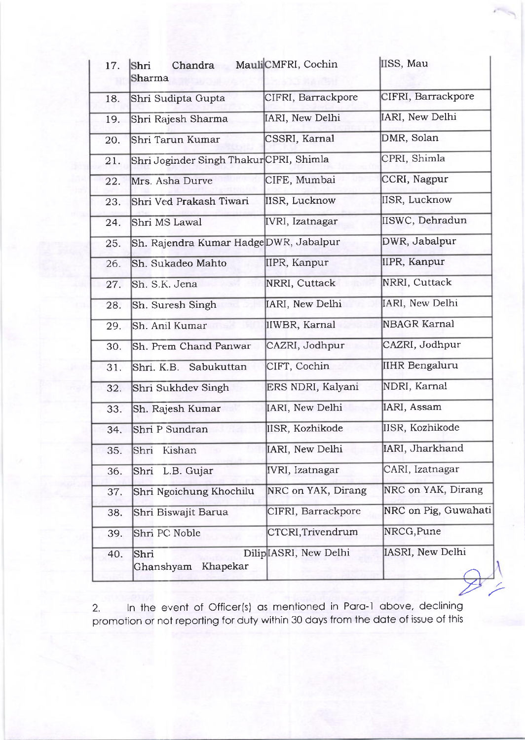| 17. | Shri Chandra Mauli Sharma | CMFRI, Cochin | IISS, Mau |
|---|---|---|---|
| 18. | Shri Sudipta Gupta | CIFRI, Barrackpore | CIFRI, Barrackpore |
| 19. | Shri Rajesh Sharma | IARI, New Delhi | IARI, New Delhi |
| 20. | Shri Tarun Kumar | CSSRI, Karnal | DMR, Solan |
| 21. | Shri Joginder Singh Thakur | CPRI, Shimla | CPRI, Shimla |
| 22. | Mrs. Asha Durve | CIFE, Mumbai | CCRI, Nagpur |
| 23. | Shri Ved Prakash Tiwari | IISR, Lucknow | IISR, Lucknow |
| 24. | Shri MS Lawal | IVRI, Izatnagar | IISWC, Dehradun |
| 25. | Sh. Rajendra Kumar Hadge | DWR, Jabalpur | DWR, Jabalpur |
| 26. | Sh. Sukadeo Mahto | IIPR, Kanpur | IIPR, Kanpur |
| 27. | Sh. S.K. Jena | NRRI, Cuttack | NRRI, Cuttack |
| 28. | Sh. Suresh Singh | IARI, New Delhi | IARI, New Delhi |
| 29. | Sh. Anil Kumar | IIWBR, Karnal | NBAGR Karnal |
| 30. | Sh. Prem Chand Panwar | CAZRI, Jodhpur | CAZRI, Jodhpur |
| 31. | Shri. K.B. Sabukuttan | CIFT, Cochin | IIHR Bengaluru |
| 32. | Shri Sukhdev Singh | ERS NDRI, Kalyani | NDRI, Karnal |
| 33. | Sh. Rajesh Kumar | IARI, New Delhi | IARI, Assam |
| 34. | Shri P Sundran | IISR, Kozhikode | IISR, Kozhikode |
| 35. | Shri Kishan | IARI, New Delhi | IARI, Jharkhand |
| 36. | Shri L.B. Gujar | IVRI, Izatnagar | CARI, Izatnagar |
| 37. | Shri Ngoichung Khochilu | NRC on YAK, Dirang | NRC on YAK, Dirang |
| 38. | Shri Biswajit Barua | CIFRI, Barrackpore | NRC on Pig, Guwahati |
| 39. | Shri PC Noble | CTCRI,Trivendrum | NRCG,Pune |
| 40. | Shri Dilip Ghanshyam Khapekar | IASRI, New Delhi | IASRI, New Delhi |

2. In the event of Officer(s) as mentioned in Para-1 above, declining promotion or not reporting for duty within 30 days from the date of issue of this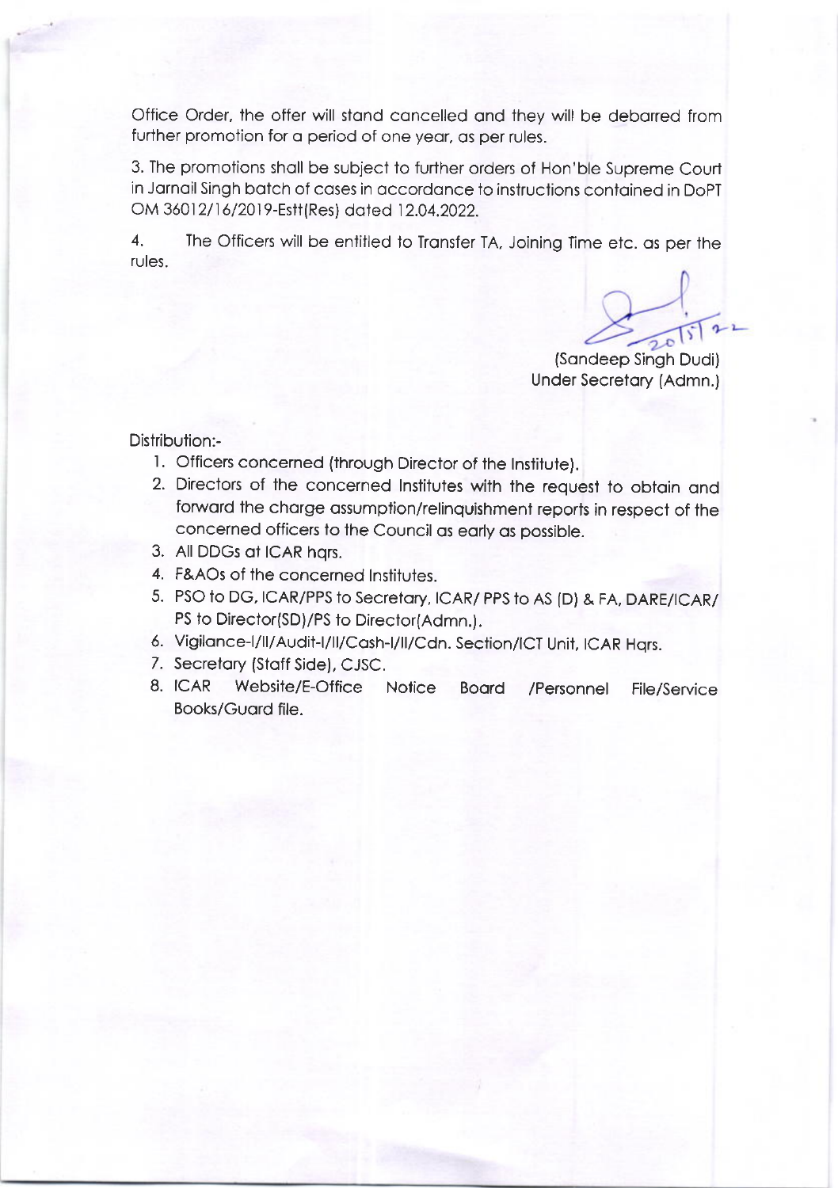Office Order, the offer will stand cancelled and they will be debarred from further promotion for a period of one year, as per rules.

3. The promotions shall be subject to further orders of Hon'ble Supreme Court in Jarnail Singh batch of cases in accordance to instructions contained in DoPT OM 36012/16/2019-Estt(Res) dated 12.04.2022.

4. The Officers will be entitled to Transfer TA, Joining Time etc. as per the rules.

20/5/22

(Sandeep Singh Dudi)
Under Secretary (Admn.)

Distribution:-

1. Officers concerned (through Director of the Institute).
2. Directors of the concerned Institutes with the request to obtain and forward the charge assumption/relinquishment reports in respect of the concerned officers to the Council as early as possible.
3. All DDGs at ICAR hqrs.
4. F&AOs of the concerned Institutes.
5. PSO to DG, ICAR/PPS to Secretary, ICAR/ PPS to AS (D) & FA, DARE/ICAR/ PS to Director(SD)/PS to Director(Admn.).
6. Vigilance-I/II/Audit-I/II/Cash-I/II/Cdn. Section/ICT Unit, ICAR Hqrs.
7. Secretary (Staff Side), CJSC.
8. ICAR Website/E-Office Notice Board /Personnel File/Service Books/Guard file.